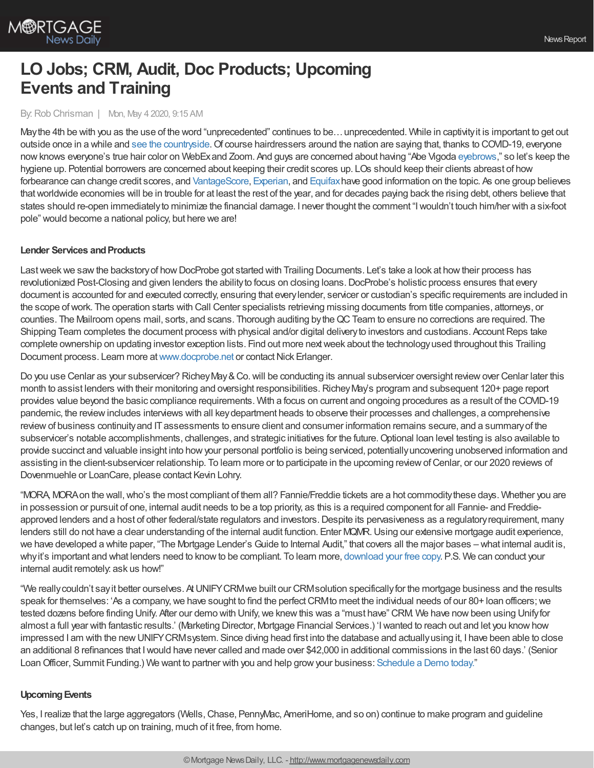# LO Jobs; CRM, Audit, Doc Products; Upcoming Events and Training

By: Rob Chrisman | Mon, May 4 2020, 9:15 AM

May the 4th be with you as the use of the word "unprecedented" continues to be… unprecedented. While in captivity it is important to get out outside once in a while and see the countryside. Of course hairdressers around the nation are saying that, thanks to COVID-19, everyone now knows everyone's true hair color on WebEx and Zoom. And guys are concerned about having "Abe Vigoda eyebrows," so let's keep the hygiene up. Potential borrowers are concerned about keeping their credit scores up. LOs should keep their clients abreast of how forbearance can change credit scores, and VantageScore, Experian, and Equifax have good information on the topic. As one group believes that worldwide economies will be in trouble for at least the rest of the year, and for decades paying back the rising debt, others believe that states should re-open immediately to minimize the financial damage. I never thought the comment "I wouldn't touch him/her with a six-foot pole" would become a national policy, but here we are!

#### Lender Services and Products

Last week we saw the backstory of how DocProbe got started with Trailing Documents. Let's take a look at how their process has revolutionized Post-Closing and given lenders the ability to focus on closing loans. DocProbe's holistic process ensures that every document is accounted for and executed correctly, ensuring that every lender, servicer or custodian's specific requirements are included in the scope of work. The operation starts with Call Center specialists retrieving missing documents from title companies, attorneys, or counties. The Mailroom opens mail, sorts, and scans. Thorough auditing by the QC Team to ensure no corrections are required. The Shipping Team completes the document process with physical and/or digital delivery to investors and custodians. Account Reps take complete ownership on updating investor exception lists. Find out more next week about the technology used throughout this Trailing Document process. Learn more at www.docprobe.net or contact Nick Erlanger.

Do you use Cenlar as your subservicer? Richey May & Co. will be conducting its annual subservicer oversight review over Cenlar later this month to assist lenders with their monitoring and oversight responsibilities. Richey May's program and subsequent 120+ page report provides value beyond the basic compliance requirements. With a focus on current and ongoing procedures as a result of the COVID-19 pandemic, the review includes interviews with all key department heads to observe their processes and challenges, a comprehensive review of business continuity and IT assessments to ensure client and consumer information remains secure, and a summary of the subservicer's notable accomplishments, challenges, and strategic initiatives for the future. Optional loan level testing is also available to provide succinct and valuable insight into how your personal portfolio is being serviced, potentially uncovering unobserved information and assisting in the client-subservicer relationship. To learn more or to participate in the upcoming review of Cenlar, or our 2020 reviews of Dovenmuehle or LoanCare, please contact Kevin Lohry.

"MQRA, MQRA on the wall, who's the most compliant of them all? Fannie/Freddie tickets are a hot commodity these days. Whether you are in possession or pursuit of one, internal audit needs to be a top priority, as this is a required component for all Fannie- and Freddie-approved lenders and a host of other federal/state regulators and investors. Despite its pervasiveness as a regulatory requirement, many lenders still do not have a clear understanding of the internal audit function. Enter MQMR. Using our extensive mortgage audit experience, we have developed a white paper, "The Mortgage Lender's Guide to Internal Audit," that covers all the major bases – what internal audit is, why it's important and what lenders need to know to be compliant. To learn more, download your free copy. P.S. We can conduct your internal audit remotely: ask us how!"

"We really couldn't say it better ourselves. At UNIFY CRM we built our CRM solution specifically for the mortgage business and the results speak for themselves: 'As a company, we have sought to find the perfect CRM to meet the individual needs of our 80+ loan officers; we tested dozens before finding Unify. After our demo with Unify, we knew this was a "must have" CRM. We have now been using Unify for almost a full year with fantastic results.' (Marketing Director, Mortgage Financial Services.) 'I wanted to reach out and let you know how impressed I am with the new UNIFY CRM system. Since diving head first into the database and actually using it, I have been able to close an additional 8 refinances that I would have never called and made over $42,000 in additional commissions in the last 60 days.' (Senior Loan Officer, Summit Funding.) We want to partner with you and help grow your business: Schedule a Demo today."

#### Upcoming Events

Yes, I realize that the large aggregators (Wells, Chase, PennyMac, AmeriHome, and so on) continue to make program and guideline changes, but let's catch up on training, much of it free, from home.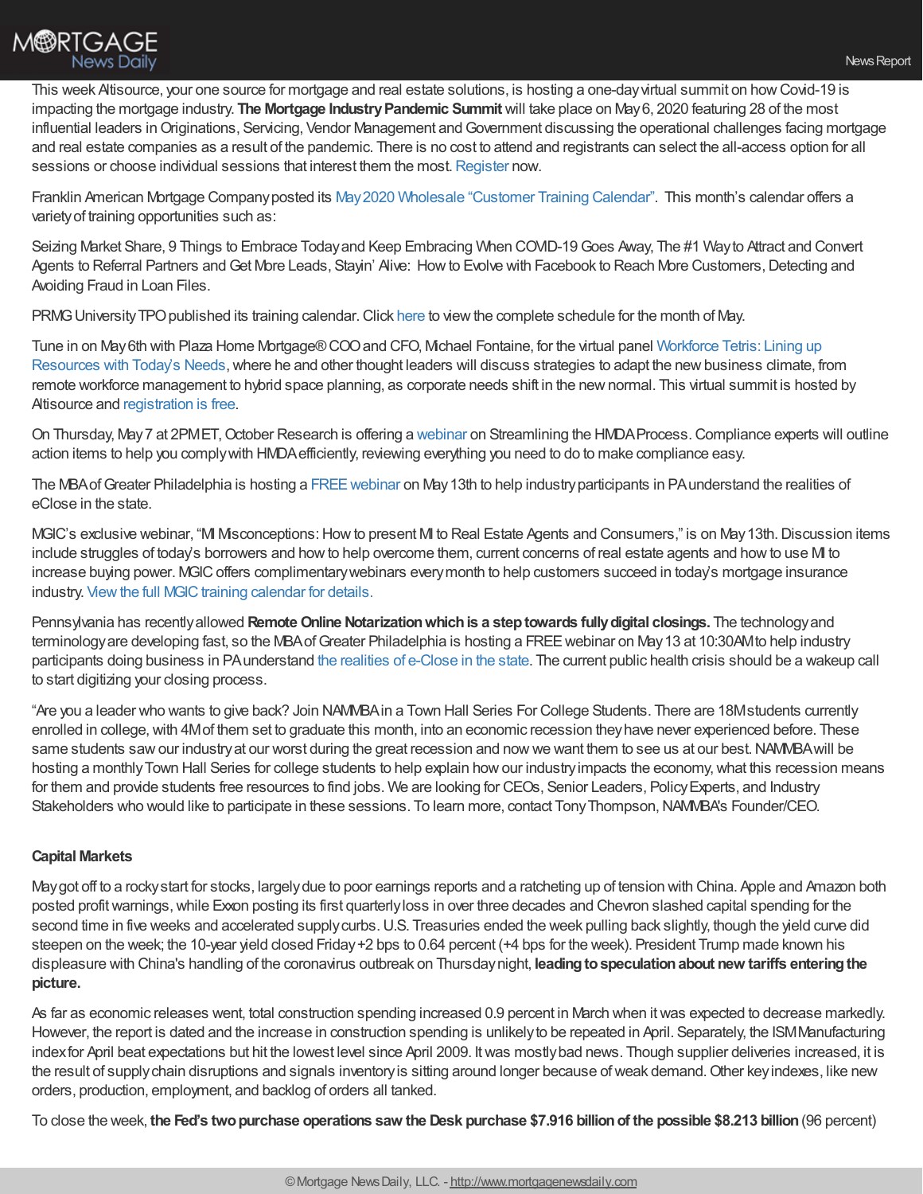This week Altisource, your one source for mortgage and real estate solutions, is hosting a one-day virtual summit on how Covid-19 is impacting the mortgage industry. **The Mortgage Industry Pandemic Summit** will take place on May 6, 2020 featuring 28 of the most influential leaders in Originations, Servicing, Vendor Management and Government discussing the operational challenges facing mortgage and real estate companies as a result of the pandemic. There is no cost to attend and registrants can select the all-access option for all sessions or choose individual sessions that interest them the most. Register now.

Franklin American Mortgage Company posted its May 2020 Wholesale "Customer Training Calendar". This month's calendar offers a variety of training opportunities such as:

Seizing Market Share, 9 Things to Embrace Today and Keep Embracing When COVID-19 Goes Away, The #1 Way to Attract and Convert Agents to Referral Partners and Get More Leads, Stayin' Alive: How to Evolve with Facebook to Reach More Customers, Detecting and Avoiding Fraud in Loan Files.

PRMG University TPO published its training calendar. Click here to view the complete schedule for the month of May.

Tune in on May 6th with Plaza Home Mortgage® COO and CFO, Michael Fontaine, for the virtual panel Workforce Tetris: Lining up Resources with Today's Needs, where he and other thought leaders will discuss strategies to adapt the new business climate, from remote workforce management to hybrid space planning, as corporate needs shift in the new normal. This virtual summit is hosted by Altisource and registration is free.

On Thursday, May 7 at 2PM ET, October Research is offering a webinar on Streamlining the HMDA Process. Compliance experts will outline action items to help you comply with HMDA efficiently, reviewing everything you need to do to make compliance easy.

The MBA of Greater Philadelphia is hosting a FREE webinar on May 13th to help industry participants in PA understand the realities of eClose in the state.

MGIC's exclusive webinar, "MI Misconceptions: How to present MI to Real Estate Agents and Consumers," is on May 13th. Discussion items include struggles of today's borrowers and how to help overcome them, current concerns of real estate agents and how to use MI to increase buying power. MGIC offers complimentary webinars every month to help customers succeed in today's mortgage insurance industry. View the full MGIC training calendar for details.

Pennsylvania has recently allowed **Remote Online Notarization which is a step towards fully digital closings.** The technology and terminology are developing fast, so the MBA of Greater Philadelphia is hosting a FREE webinar on May 13 at 10:30AM to help industry participants doing business in PA understand the realities of e-Close in the state. The current public health crisis should be a wakeup call to start digitizing your closing process.

"Are you a leader who wants to give back? Join NAMMBA in a Town Hall Series For College Students. There are 18M students currently enrolled in college, with 4M of them set to graduate this month, into an economic recession they have never experienced before. These same students saw our industry at our worst during the great recession and now we want them to see us at our best. NAMMBA will be hosting a monthly Town Hall Series for college students to help explain how our industry impacts the economy, what this recession means for them and provide students free resources to find jobs. We are looking for CEOs, Senior Leaders, Policy Experts, and Industry Stakeholders who would like to participate in these sessions. To learn more, contact Tony Thompson, NAMMBA's Founder/CEO.

**Capital Markets**

May got off to a rocky start for stocks, largely due to poor earnings reports and a ratcheting up of tension with China. Apple and Amazon both posted profit warnings, while Exxon posting its first quarterly loss in over three decades and Chevron slashed capital spending for the second time in five weeks and accelerated supply curbs. U.S. Treasuries ended the week pulling back slightly, though the yield curve did steepen on the week; the 10-year yield closed Friday +2 bps to 0.64 percent (+4 bps for the week). President Trump made known his displeasure with China's handling of the coronavirus outbreak on Thursday night, **leading to speculation about new tariffs entering the picture.**

As far as economic releases went, total construction spending increased 0.9 percent in March when it was expected to decrease markedly. However, the report is dated and the increase in construction spending is unlikely to be repeated in April. Separately, the ISM Manufacturing index for April beat expectations but hit the lowest level since April 2009. It was mostly bad news. Though supplier deliveries increased, it is the result of supply chain disruptions and signals inventory is sitting around longer because of weak demand. Other key indexes, like new orders, production, employment, and backlog of orders all tanked.

To close the week, **the Fed's two purchase operations saw the Desk purchase $7.916 billion of the possible $8.213 billion** (96 percent)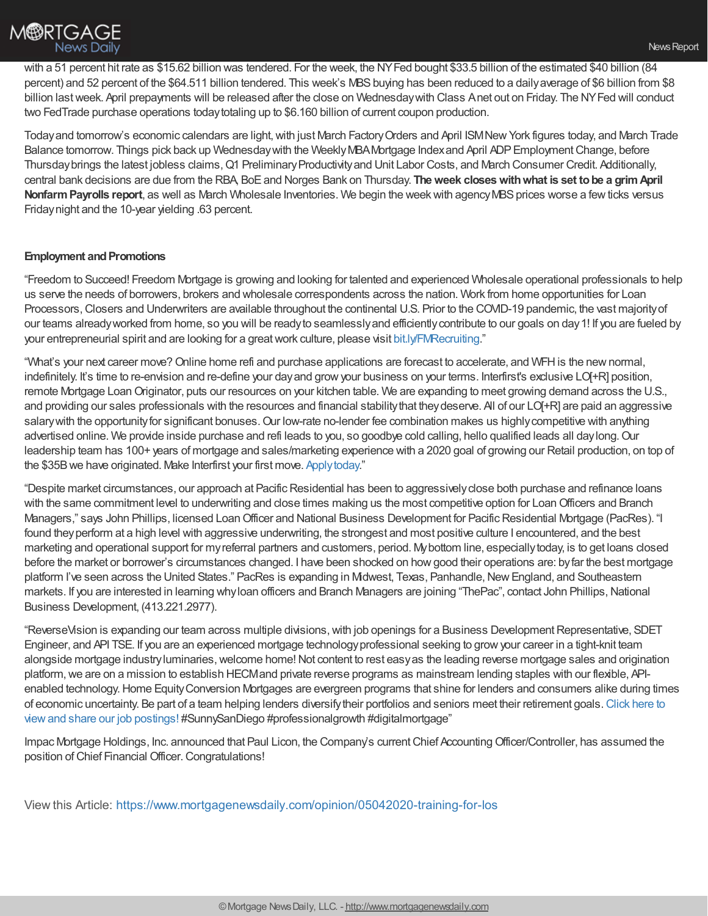with a 51 percent hit rate as $15.62 billion was tendered. For the week, the NY Fed bought $33.5 billion of the estimated $40 billion (84 percent) and 52 percent of the $64.511 billion tendered. This week's MBS buying has been reduced to a daily average of $6 billion from $8 billion last week. April prepayments will be released after the close on Wednesday with Class A net out on Friday. The NY Fed will conduct two FedTrade purchase operations today totaling up to $6.160 billion of current coupon production.

Today and tomorrow's economic calendars are light, with just March Factory Orders and April ISM New York figures today, and March Trade Balance tomorrow. Things pick back up Wednesday with the Weekly MBA Mortgage Index and April ADP Employment Change, before Thursday brings the latest jobless claims, Q1 Preliminary Productivity and Unit Labor Costs, and March Consumer Credit. Additionally, central bank decisions are due from the RBA, BoE and Norges Bank on Thursday. **The week closes with what is set to be a grim April Nonfarm Payrolls report**, as well as March Wholesale Inventories. We begin the week with agency MBS prices worse a few ticks versus Friday night and the 10-year yielding .63 percent.

**Employment and Promotions**

"Freedom to Succeed! Freedom Mortgage is growing and looking for talented and experienced Wholesale operational professionals to help us serve the needs of borrowers, brokers and wholesale correspondents across the nation. Work from home opportunities for Loan Processors, Closers and Underwriters are available throughout the continental U.S. Prior to the COVID-19 pandemic, the vast majority of our teams already worked from home, so you will be ready to seamlessly and efficiently contribute to our goals on day 1! If you are fueled by your entrepreneurial spirit and are looking for a great work culture, please visit bit.ly/FMRecruiting."

"What's your next career move? Online home refi and purchase applications are forecast to accelerate, and WFH is the new normal, indefinitely. It's time to re-envision and re-define your day and grow your business on your terms. Interfirst's exclusive LO[+R] position, remote Mortgage Loan Originator, puts our resources on your kitchen table. We are expanding to meet growing demand across the U.S., and providing our sales professionals with the resources and financial stability that they deserve. All of our LO[+R] are paid an aggressive salary with the opportunity for significant bonuses. Our low-rate no-lender fee combination makes us highly competitive with anything advertised online. We provide inside purchase and refi leads to you, so goodbye cold calling, hello qualified leads all day long. Our leadership team has 100+ years of mortgage and sales/marketing experience with a 2020 goal of growing our Retail production, on top of the $35B we have originated. Make Interfirst your first move. Apply today."

"Despite market circumstances, our approach at Pacific Residential has been to aggressively close both purchase and refinance loans with the same commitment level to underwriting and close times making us the most competitive option for Loan Officers and Branch Managers," says John Phillips, licensed Loan Officer and National Business Development for Pacific Residential Mortgage (PacRes). "I found they perform at a high level with aggressive underwriting, the strongest and most positive culture I encountered, and the best marketing and operational support for my referral partners and customers, period. My bottom line, especially today, is to get loans closed before the market or borrower's circumstances changed. I have been shocked on how good their operations are: by far the best mortgage platform I've seen across the United States." PacRes is expanding in Midwest, Texas, Panhandle, New England, and Southeastern markets. If you are interested in learning why loan officers and Branch Managers are joining "ThePac", contact John Phillips, National Business Development, (413.221.2977).

"ReverseVision is expanding our team across multiple divisions, with job openings for a Business Development Representative, SDET Engineer, and API TSE. If you are an experienced mortgage technology professional seeking to grow your career in a tight-knit team alongside mortgage industry luminaries, welcome home! Not content to rest easy as the leading reverse mortgage sales and origination platform, we are on a mission to establish HECM and private reverse programs as mainstream lending staples with our flexible, API-enabled technology. Home Equity Conversion Mortgages are evergreen programs that shine for lenders and consumers alike during times of economic uncertainty. Be part of a team helping lenders diversify their portfolios and seniors meet their retirement goals. Click here to view and share our job postings! #SunnySanDiego #professionalgrowth #digitalmortgage"

Impac Mortgage Holdings, Inc. announced that Paul Licon, the Company's current Chief Accounting Officer/Controller, has assumed the position of Chief Financial Officer. Congratulations!

View this Article: https://www.mortgagenewsdaily.com/opinion/05042020-training-for-los